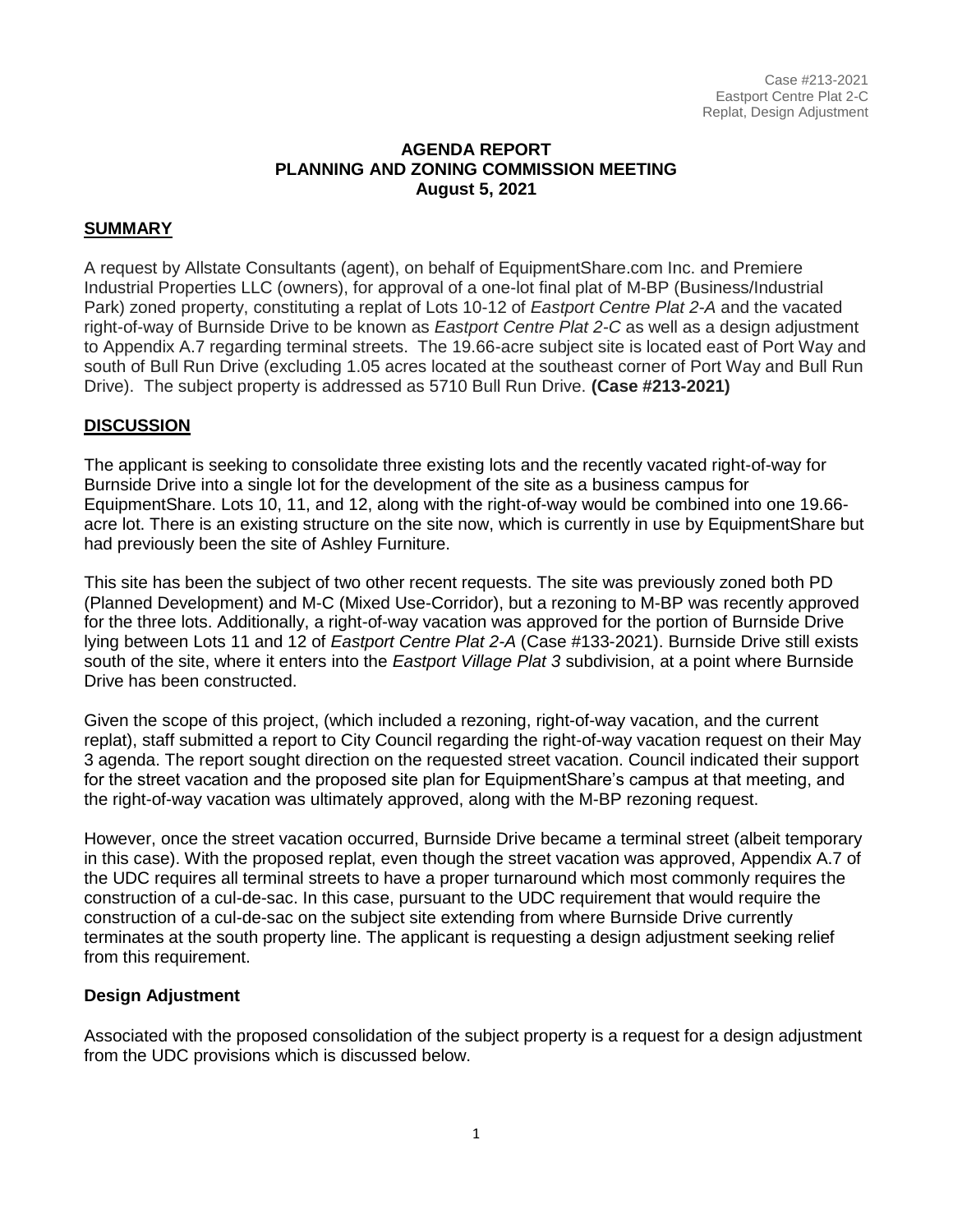Case #213-2021
Eastport Centre Plat 2-C
Replat, Design Adjustment

**AGENDA REPORT**
**PLANNING AND ZONING COMMISSION MEETING**
**August 5, 2021**

## SUMMARY

A request by Allstate Consultants (agent), on behalf of EquipmentShare.com Inc. and Premiere Industrial Properties LLC (owners), for approval of a one-lot final plat of M-BP (Business/Industrial Park) zoned property, constituting a replat of Lots 10-12 of *Eastport Centre Plat 2-A* and the vacated right-of-way of Burnside Drive to be known as *Eastport Centre Plat 2-C* as well as a design adjustment to Appendix A.7 regarding terminal streets. The 19.66-acre subject site is located east of Port Way and south of Bull Run Drive (excluding 1.05 acres located at the southeast corner of Port Way and Bull Run Drive). The subject property is addressed as 5710 Bull Run Drive. **(Case #213-2021)**

## DISCUSSION

The applicant is seeking to consolidate three existing lots and the recently vacated right-of-way for Burnside Drive into a single lot for the development of the site as a business campus for EquipmentShare. Lots 10, 11, and 12, along with the right-of-way would be combined into one 19.66-acre lot. There is an existing structure on the site now, which is currently in use by EquipmentShare but had previously been the site of Ashley Furniture.

This site has been the subject of two other recent requests. The site was previously zoned both PD (Planned Development) and M-C (Mixed Use-Corridor), but a rezoning to M-BP was recently approved for the three lots. Additionally, a right-of-way vacation was approved for the portion of Burnside Drive lying between Lots 11 and 12 of *Eastport Centre Plat 2-A* (Case #133-2021). Burnside Drive still exists south of the site, where it enters into the *Eastport Village Plat 3* subdivision, at a point where Burnside Drive has been constructed.

Given the scope of this project, (which included a rezoning, right-of-way vacation, and the current replat), staff submitted a report to City Council regarding the right-of-way vacation request on their May 3 agenda. The report sought direction on the requested street vacation. Council indicated their support for the street vacation and the proposed site plan for EquipmentShare's campus at that meeting, and the right-of-way vacation was ultimately approved, along with the M-BP rezoning request.

However, once the street vacation occurred, Burnside Drive became a terminal street (albeit temporary in this case). With the proposed replat, even though the street vacation was approved, Appendix A.7 of the UDC requires all terminal streets to have a proper turnaround which most commonly requires the construction of a cul-de-sac. In this case, pursuant to the UDC requirement that would require the construction of a cul-de-sac on the subject site extending from where Burnside Drive currently terminates at the south property line. The applicant is requesting a design adjustment seeking relief from this requirement.

### Design Adjustment

Associated with the proposed consolidation of the subject property is a request for a design adjustment from the UDC provisions which is discussed below.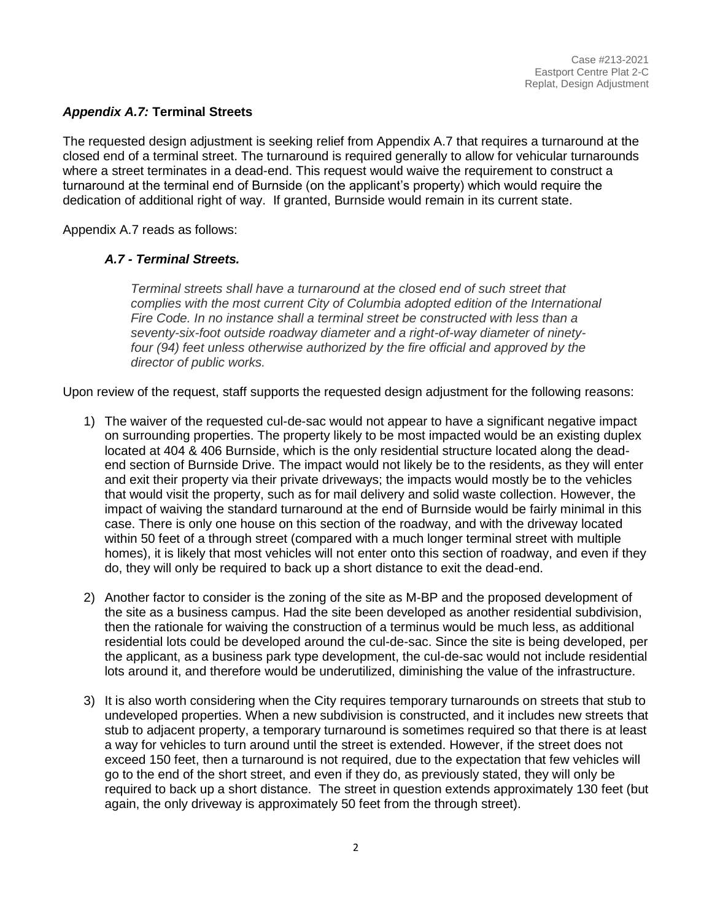### *Appendix A.7:* **Terminal Streets**

The requested design adjustment is seeking relief from Appendix A.7 that requires a turnaround at the closed end of a terminal street. The turnaround is required generally to allow for vehicular turnarounds where a street terminates in a dead-end. This request would waive the requirement to construct a turnaround at the terminal end of Burnside (on the applicant's property) which would require the dedication of additional right of way. If granted, Burnside would remain in its current state.

Appendix A.7 reads as follows:

> ***A.7 - Terminal Streets.***
>
> *Terminal streets shall have a turnaround at the closed end of such street that complies with the most current City of Columbia adopted edition of the International Fire Code. In no instance shall a terminal street be constructed with less than a seventy-six-foot outside roadway diameter and a right-of-way diameter of ninety-four (94) feet unless otherwise authorized by the fire official and approved by the director of public works.*

Upon review of the request, staff supports the requested design adjustment for the following reasons:

1) The waiver of the requested cul-de-sac would not appear to have a significant negative impact on surrounding properties. The property likely to be most impacted would be an existing duplex located at 404 & 406 Burnside, which is the only residential structure located along the dead-end section of Burnside Drive. The impact would not likely be to the residents, as they will enter and exit their property via their private driveways; the impacts would mostly be to the vehicles that would visit the property, such as for mail delivery and solid waste collection. However, the impact of waiving the standard turnaround at the end of Burnside would be fairly minimal in this case. There is only one house on this section of the roadway, and with the driveway located within 50 feet of a through street (compared with a much longer terminal street with multiple homes), it is likely that most vehicles will not enter onto this section of roadway, and even if they do, they will only be required to back up a short distance to exit the dead-end.

2) Another factor to consider is the zoning of the site as M-BP and the proposed development of the site as a business campus. Had the site been developed as another residential subdivision, then the rationale for waiving the construction of a terminus would be much less, as additional residential lots could be developed around the cul-de-sac. Since the site is being developed, per the applicant, as a business park type development, the cul-de-sac would not include residential lots around it, and therefore would be underutilized, diminishing the value of the infrastructure.

3) It is also worth considering when the City requires temporary turnarounds on streets that stub to undeveloped properties. When a new subdivision is constructed, and it includes new streets that stub to adjacent property, a temporary turnaround is sometimes required so that there is at least a way for vehicles to turn around until the street is extended. However, if the street does not exceed 150 feet, then a turnaround is not required, due to the expectation that few vehicles will go to the end of the short street, and even if they do, as previously stated, they will only be required to back up a short distance. The street in question extends approximately 130 feet (but again, the only driveway is approximately 50 feet from the through street).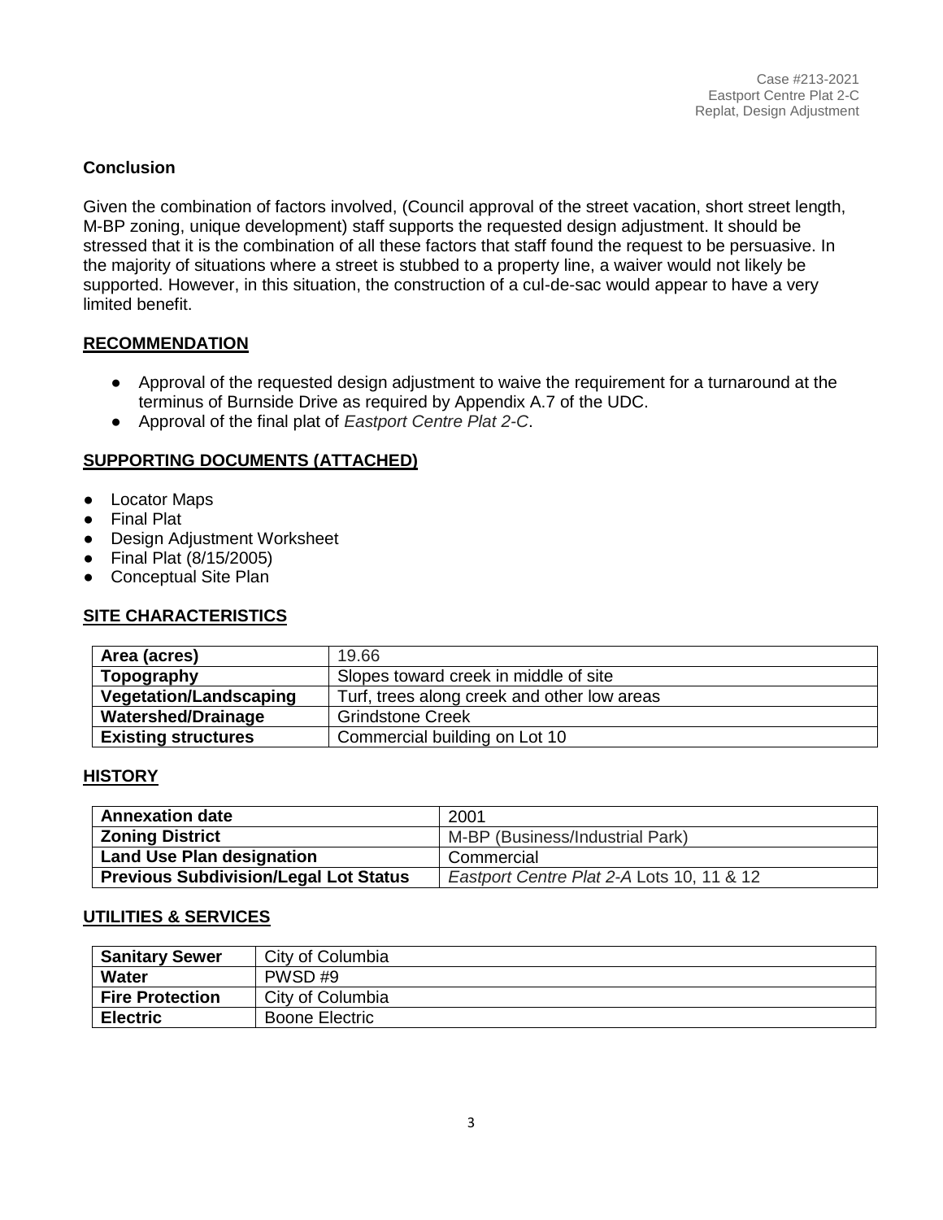**Conclusion**

Given the combination of factors involved, (Council approval of the street vacation, short street length, M-BP zoning, unique development) staff supports the requested design adjustment. It should be stressed that it is the combination of all these factors that staff found the request to be persuasive. In the majority of situations where a street is stubbed to a property line, a waiver would not likely be supported. However, in this situation, the construction of a cul-de-sac would appear to have a very limited benefit.

## RECOMMENDATION

- Approval of the requested design adjustment to waive the requirement for a turnaround at the terminus of Burnside Drive as required by Appendix A.7 of the UDC.
- Approval of the final plat of *Eastport Centre Plat 2-C*.

## SUPPORTING DOCUMENTS (ATTACHED)

- Locator Maps
- Final Plat
- Design Adjustment Worksheet
- Final Plat (8/15/2005)
- Conceptual Site Plan

## SITE CHARACTERISTICS

| | |
|---|---|
| **Area (acres)** | 19.66 |
| **Topography** | Slopes toward creek in middle of site |
| **Vegetation/Landscaping** | Turf, trees along creek and other low areas |
| **Watershed/Drainage** | Grindstone Creek |
| **Existing structures** | Commercial building on Lot 10 |

## HISTORY

| | |
|---|---|
| **Annexation date** | 2001 |
| **Zoning District** | M-BP (Business/Industrial Park) |
| **Land Use Plan designation** | Commercial |
| **Previous Subdivision/Legal Lot Status** | *Eastport Centre Plat 2-A* Lots 10, 11 & 12 |

## UTILITIES & SERVICES

| | |
|---|---|
| **Sanitary Sewer** | City of Columbia |
| **Water** | PWSD #9 |
| **Fire Protection** | City of Columbia |
| **Electric** | Boone Electric |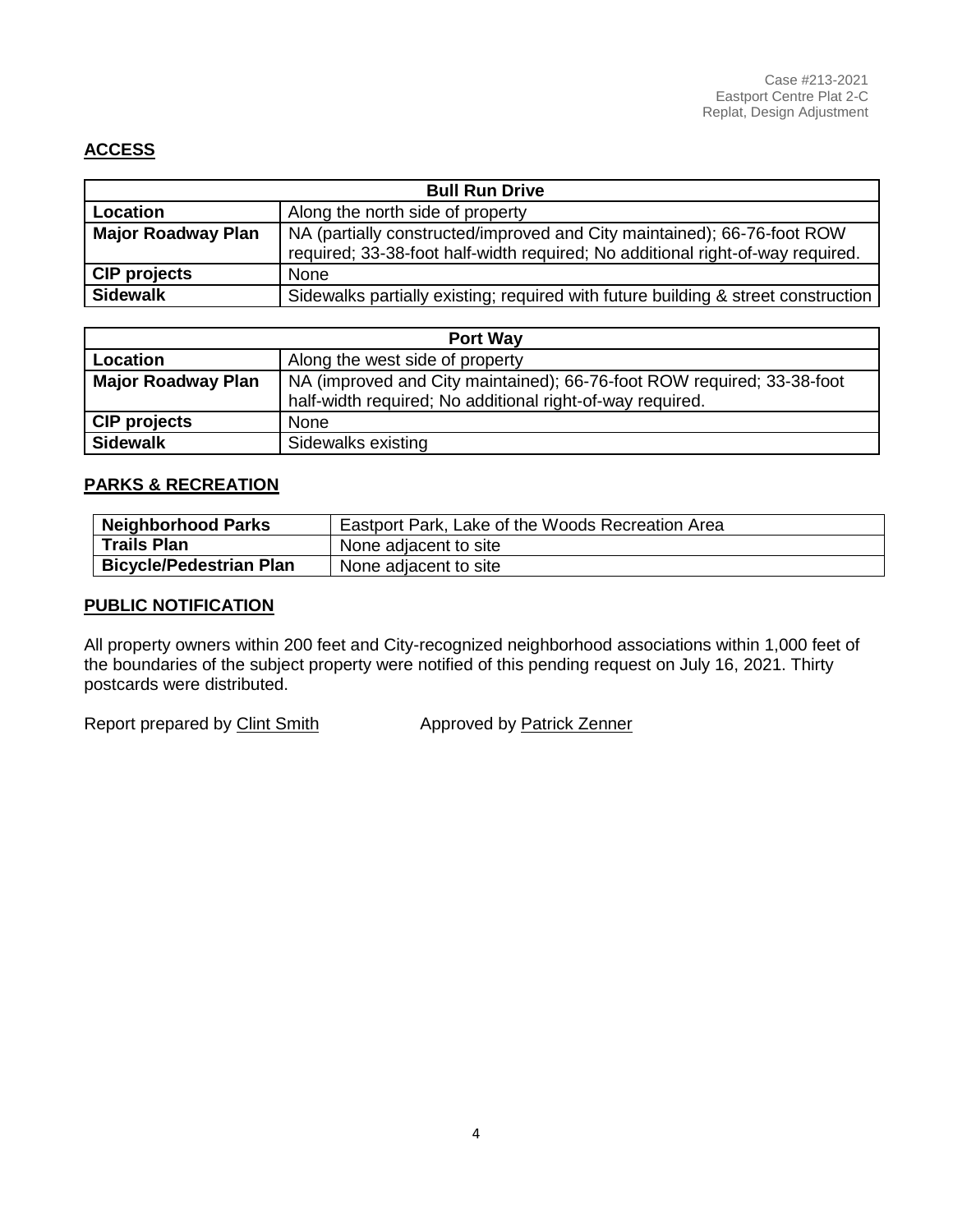## ACCESS

| Bull Run Drive | |
|---|---|
| **Location** | Along the north side of property |
| **Major Roadway Plan** | NA (partially constructed/improved and City maintained); 66-76-foot ROW required; 33-38-foot half-width required; No additional right-of-way required. |
| **CIP projects** | None |
| **Sidewalk** | Sidewalks partially existing; required with future building & street construction |

| Port Way | |
|---|---|
| **Location** | Along the west side of property |
| **Major Roadway Plan** | NA (improved and City maintained); 66-76-foot ROW required; 33-38-foot half-width required; No additional right-of-way required. |
| **CIP projects** | None |
| **Sidewalk** | Sidewalks existing |

## PARKS & RECREATION

| | |
|---|---|
| **Neighborhood Parks** | Eastport Park, Lake of the Woods Recreation Area |
| **Trails Plan** | None adjacent to site |
| **Bicycle/Pedestrian Plan** | None adjacent to site |

## PUBLIC NOTIFICATION

All property owners within 200 feet and City-recognized neighborhood associations within 1,000 feet of the boundaries of the subject property were notified of this pending request on July 16, 2021. Thirty postcards were distributed.

Report prepared by Clint Smith        Approved by Patrick Zenner